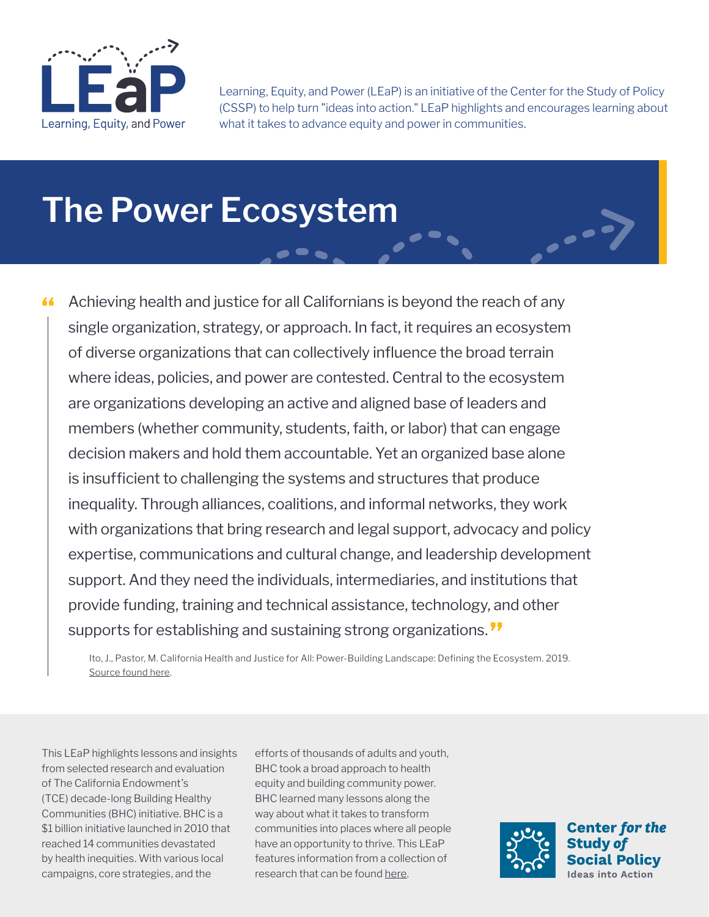LEaP

Learning, Equity, and Power

Learning, Equity, and Power (LEaP) is an initiative of the Center for the Study of Policy (CSSP) to help turn "ideas into action." LEaP highlights and encourages learning about what it takes to advance equity and power in communities.

# The Power Ecosystem

> "Achieving health and justice for all Californians is beyond the reach of any single organization, strategy, or approach. In fact, it requires an ecosystem of diverse organizations that can collectively influence the broad terrain where ideas, policies, and power are contested. Central to the ecosystem are organizations developing an active and aligned base of leaders and members (whether community, students, faith, or labor) that can engage decision makers and hold them accountable. Yet an organized base alone is insufficient to challenging the systems and structures that produce inequality. Through alliances, coalitions, and informal networks, they work with organizations that bring research and legal support, advocacy and policy expertise, communications and cultural change, and leadership development support. And they need the individuals, intermediaries, and institutions that provide funding, training and technical assistance, technology, and other supports for establishing and sustaining strong organizations."
>
> Ito, J., Pastor, M. California Health and Justice for All: Power-Building Landscape: Defining the Ecosystem. 2019. Source found here.

This LEaP highlights lessons and insights from selected research and evaluation of The California Endowment's (TCE) decade-long Building Healthy Communities (BHC) initiative. BHC is a $1 billion initiative launched in 2010 that reached 14 communities devastated by health inequities. With various local campaigns, core strategies, and the efforts of thousands of adults and youth, BHC took a broad approach to health equity and building community power. BHC learned many lessons along the way about what it takes to transform communities into places where all people have an opportunity to thrive. This LEaP features information from a collection of research that can be found here.

Center for the Study of Social Policy

Ideas into Action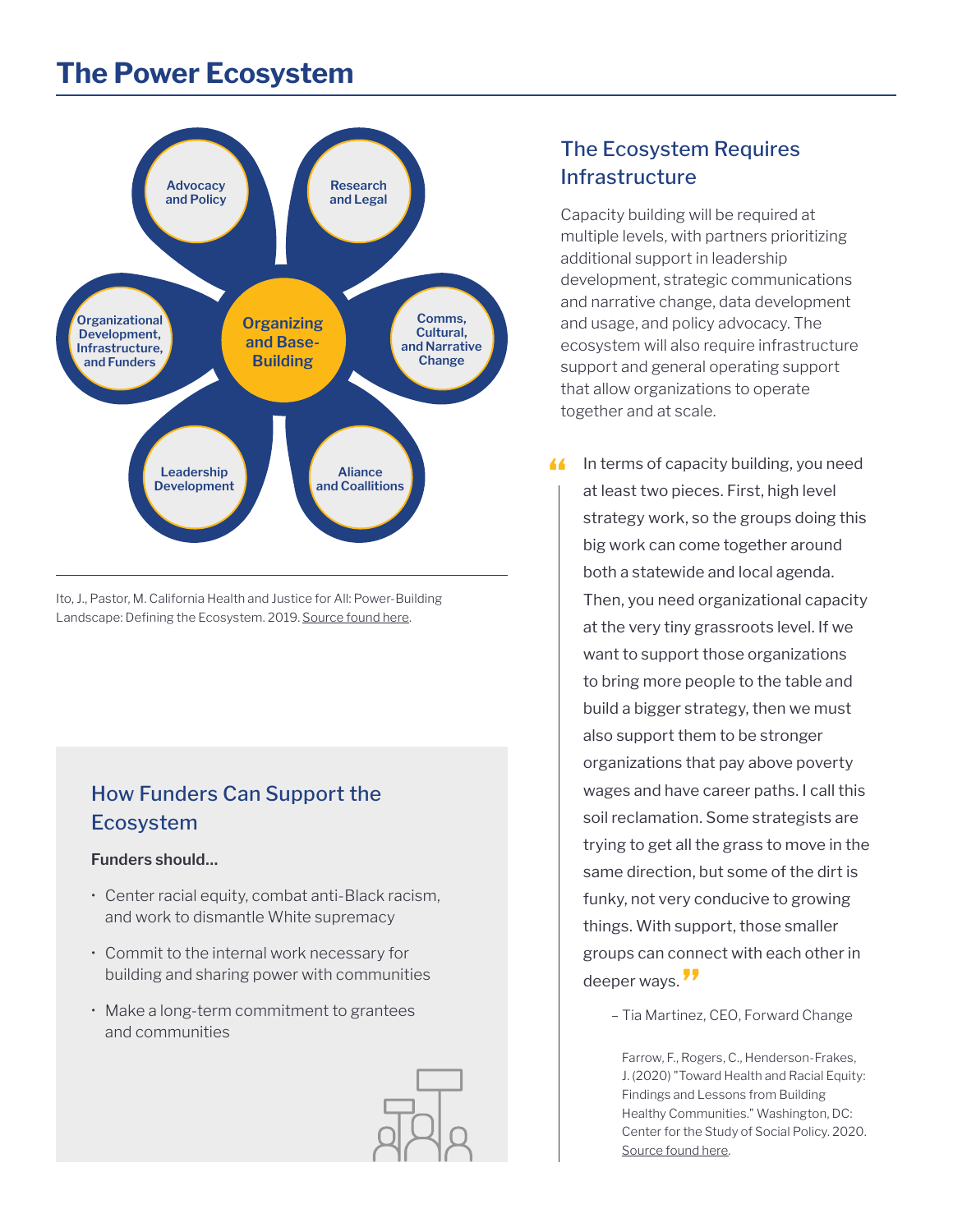# The Power Ecosystem

Organizing and Base-Building

Advocacy and Policy

Research and Legal

Comms, Cultural, and Narrative Change

Aliance and Coallitions

Leadership Development

Organizational Development, Infrastructure, and Funders

Ito, J., Pastor, M. California Health and Justice for All: Power-Building Landscape: Defining the Ecosystem. 2019. Source found here.

## How Funders Can Support the Ecosystem

**Funders should...**

- Center racial equity, combat anti-Black racism, and work to dismantle White supremacy
- Commit to the internal work necessary for building and sharing power with communities
- Make a long-term commitment to grantees and communities

## The Ecosystem Requires Infrastructure

Capacity building will be required at multiple levels, with partners prioritizing additional support in leadership development, strategic communications and narrative change, data development and usage, and policy advocacy. The ecosystem will also require infrastructure support and general operating support that allow organizations to operate together and at scale.

> "In terms of capacity building, you need at least two pieces. First, high level strategy work, so the groups doing this big work can come together around both a statewide and local agenda. Then, you need organizational capacity at the very tiny grassroots level. If we want to support those organizations to bring more people to the table and build a bigger strategy, then we must also support them to be stronger organizations that pay above poverty wages and have career paths. I call this soil reclamation. Some strategists are trying to get all the grass to move in the same direction, but some of the dirt is funky, not very conducive to growing things. With support, those smaller groups can connect with each other in deeper ways."
>
> – Tia Martinez, CEO, Forward Change

Farrow, F., Rogers, C., Henderson-Frakes, J. (2020) "Toward Health and Racial Equity: Findings and Lessons from Building Healthy Communities." Washington, DC: Center for the Study of Social Policy. 2020. Source found here.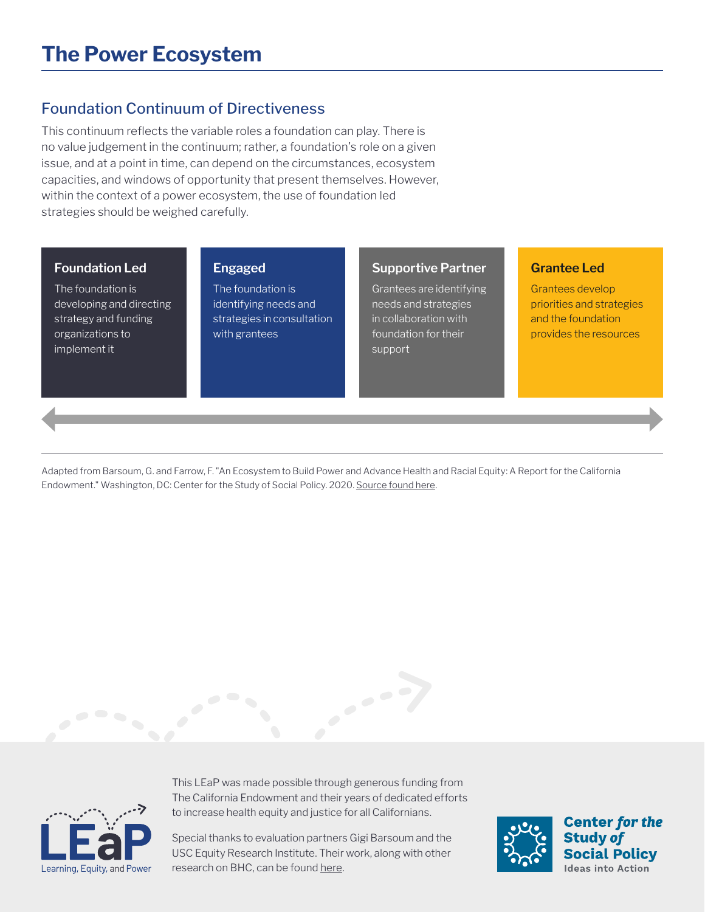# The Power Ecosystem

## Foundation Continuum of Directiveness

This continuum reflects the variable roles a foundation can play. There is no value judgement in the continuum; rather, a foundation's role on a given issue, and at a point in time, can depend on the circumstances, ecosystem capacities, and windows of opportunity that present themselves. However, within the context of a power ecosystem, the use of foundation led strategies should be weighed carefully.

**Foundation Led**
The foundation is developing and directing strategy and funding organizations to implement it

**Engaged**
The foundation is identifying needs and strategies in consultation with grantees

**Supportive Partner**
Grantees are identifying needs and strategies in collaboration with foundation for their support

**Grantee Led**
Grantees develop priorities and strategies and the foundation provides the resources

Adapted from Barsoum, G. and Farrow, F. "An Ecosystem to Build Power and Advance Health and Racial Equity: A Report for the California Endowment." Washington, DC: Center for the Study of Social Policy. 2020. Source found here.

This LEaP was made possible through generous funding from The California Endowment and their years of dedicated efforts to increase health equity and justice for all Californians.

Special thanks to evaluation partners Gigi Barsoum and the USC Equity Research Institute. Their work, along with other research on BHC, can be found here.

LEaP — Learning, Equity, and Power

Center for the Study of Social Policy — Ideas into Action